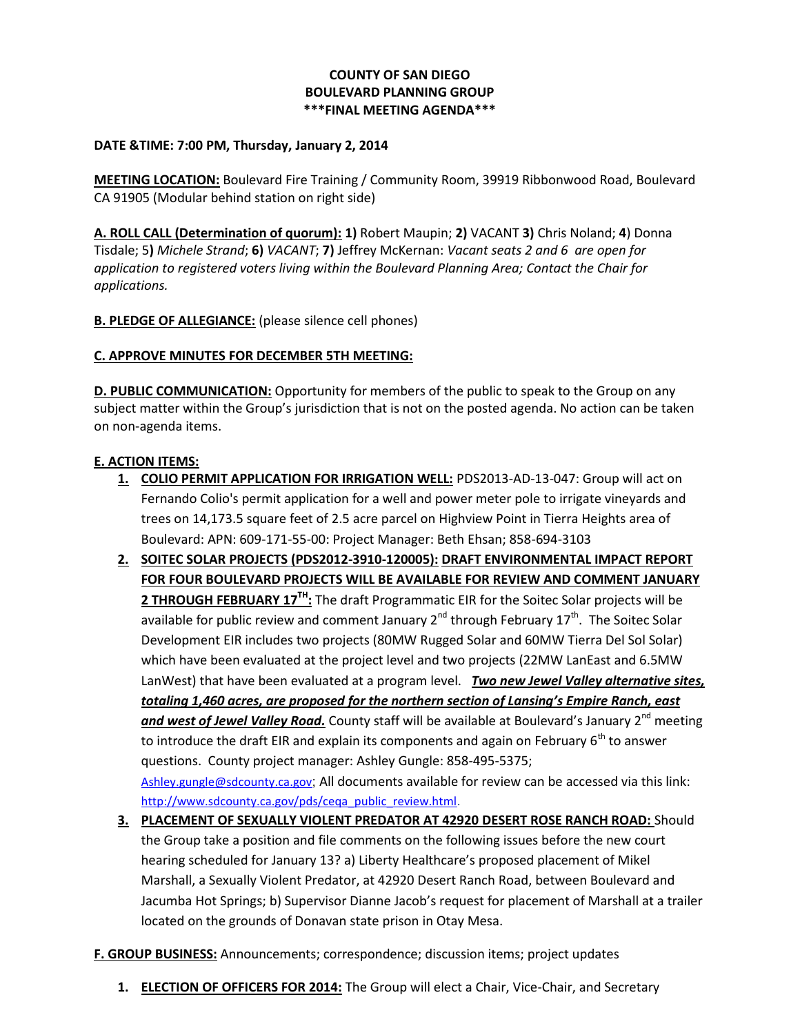# COUNTY OF SAN DIEGO
# BOULEVARD PLANNING GROUP
# ***FINAL MEETING AGENDA***

**DATE &TIME: 7:00 PM, Thursday, January 2, 2014**

**MEETING LOCATION:** Boulevard Fire Training / Community Room, 39919 Ribbonwood Road, Boulevard CA 91905 (Modular behind station on right side)

**A. ROLL CALL (Determination of quorum): 1)** Robert Maupin; **2)** VACANT **3)** Chris Noland; **4**) Donna Tisdale; 5**)** *Michele Strand*; **6)** *VACANT*; **7)** Jeffrey McKernan: *Vacant seats 2 and 6 are open for application to registered voters living within the Boulevard Planning Area; Contact the Chair for applications.*

**B. PLEDGE OF ALLEGIANCE:** (please silence cell phones)

**C. APPROVE MINUTES FOR DECEMBER 5TH MEETING:**

**D. PUBLIC COMMUNICATION:** Opportunity for members of the public to speak to the Group on any subject matter within the Group's jurisdiction that is not on the posted agenda. No action can be taken on non-agenda items.

**E. ACTION ITEMS:**

1. **COLIO PERMIT APPLICATION FOR IRRIGATION WELL:** PDS2013-AD-13-047: Group will act on Fernando Colio's permit application for a well and power meter pole to irrigate vineyards and trees on 14,173.5 square feet of 2.5 acre parcel on Highview Point in Tierra Heights area of Boulevard: APN: 609-171-55-00: Project Manager: Beth Ehsan; 858-694-3103
2. **SOITEC SOLAR PROJECTS (PDS2012-3910-120005): DRAFT ENVIRONMENTAL IMPACT REPORT FOR FOUR BOULEVARD PROJECTS WILL BE AVAILABLE FOR REVIEW AND COMMENT JANUARY 2 THROUGH FEBRUARY 17TH:** The draft Programmatic EIR for the Soitec Solar projects will be available for public review and comment January 2nd through February 17th. The Soitec Solar Development EIR includes two projects (80MW Rugged Solar and 60MW Tierra Del Sol Solar) which have been evaluated at the project level and two projects (22MW LanEast and 6.5MW LanWest) that have been evaluated at a program level. ***Two new Jewel Valley alternative sites, totaling 1,460 acres, are proposed for the northern section of Lansing's Empire Ranch, east and west of Jewel Valley Road.*** County staff will be available at Boulevard's January 2nd meeting to introduce the draft EIR and explain its components and again on February 6th to answer questions. County project manager: Ashley Gungle: 858-495-5375; Ashley.gungle@sdcounty.ca.gov; All documents available for review can be accessed via this link: http://www.sdcounty.ca.gov/pds/ceqa_public_review.html.
3. **PLACEMENT OF SEXUALLY VIOLENT PREDATOR AT 42920 DESERT ROSE RANCH ROAD:** Should the Group take a position and file comments on the following issues before the new court hearing scheduled for January 13? a) Liberty Healthcare's proposed placement of Mikel Marshall, a Sexually Violent Predator, at 42920 Desert Ranch Road, between Boulevard and Jacumba Hot Springs; b) Supervisor Dianne Jacob's request for placement of Marshall at a trailer located on the grounds of Donavan state prison in Otay Mesa.

**F. GROUP BUSINESS:** Announcements; correspondence; discussion items; project updates

1. **ELECTION OF OFFICERS FOR 2014:** The Group will elect a Chair, Vice-Chair, and Secretary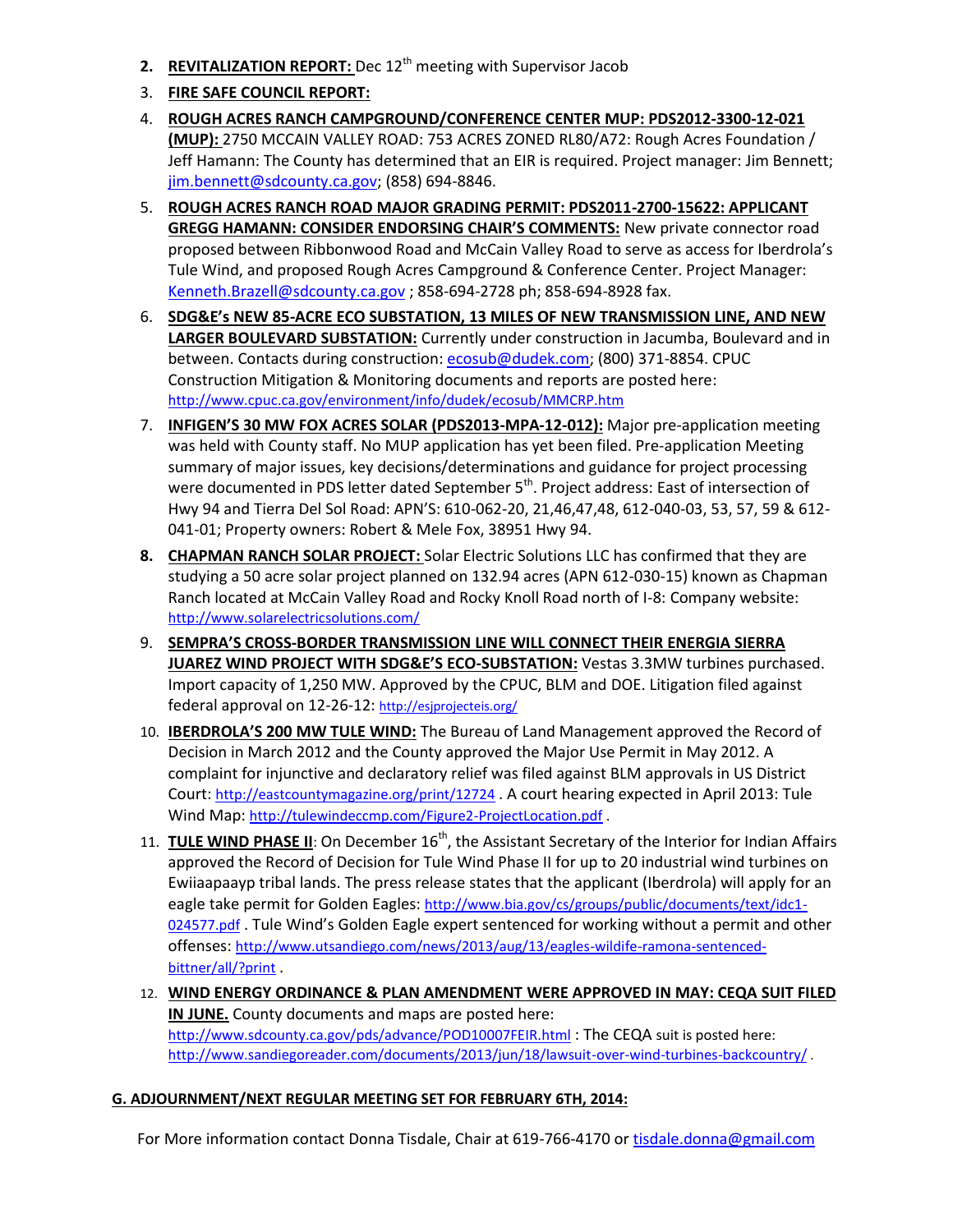2. **REVITALIZATION REPORT:** Dec 12th meeting with Supervisor Jacob
3. **FIRE SAFE COUNCIL REPORT:**
4. **ROUGH ACRES RANCH CAMPGROUND/CONFERENCE CENTER MUP: PDS2012-3300-12-021 (MUP):** 2750 MCCAIN VALLEY ROAD: 753 ACRES ZONED RL80/A72: Rough Acres Foundation / Jeff Hamann: The County has determined that an EIR is required. Project manager: Jim Bennett; jim.bennett@sdcounty.ca.gov; (858) 694-8846.
5. **ROUGH ACRES RANCH ROAD MAJOR GRADING PERMIT: PDS2011-2700-15622: APPLICANT GREGG HAMANN: CONSIDER ENDORSING CHAIR'S COMMENTS:** New private connector road proposed between Ribbonwood Road and McCain Valley Road to serve as access for Iberdrola's Tule Wind, and proposed Rough Acres Campground & Conference Center. Project Manager: Kenneth.Brazell@sdcounty.ca.gov ; 858-694-2728 ph; 858-694-8928 fax.
6. **SDG&E's NEW 85-ACRE ECO SUBSTATION, 13 MILES OF NEW TRANSMISSION LINE, AND NEW LARGER BOULEVARD SUBSTATION:** Currently under construction in Jacumba, Boulevard and in between. Contacts during construction: ecosub@dudek.com; (800) 371-8854. CPUC Construction Mitigation & Monitoring documents and reports are posted here: http://www.cpuc.ca.gov/environment/info/dudek/ecosub/MMCRP.htm
7. **INFIGEN'S 30 MW FOX ACRES SOLAR (PDS2013-MPA-12-012):** Major pre-application meeting was held with County staff. No MUP application has yet been filed. Pre-application Meeting summary of major issues, key decisions/determinations and guidance for project processing were documented in PDS letter dated September 5th. Project address: East of intersection of Hwy 94 and Tierra Del Sol Road: APN'S: 610-062-20, 21,46,47,48, 612-040-03, 53, 57, 59 & 612-041-01; Property owners: Robert & Mele Fox, 38951 Hwy 94.
8. **CHAPMAN RANCH SOLAR PROJECT:** Solar Electric Solutions LLC has confirmed that they are studying a 50 acre solar project planned on 132.94 acres (APN 612-030-15) known as Chapman Ranch located at McCain Valley Road and Rocky Knoll Road north of I-8: Company website: http://www.solarelectricsolutions.com/
9. **SEMPRA'S CROSS-BORDER TRANSMISSION LINE WILL CONNECT THEIR ENERGIA SIERRA JUAREZ WIND PROJECT WITH SDG&E'S ECO-SUBSTATION:** Vestas 3.3MW turbines purchased. Import capacity of 1,250 MW. Approved by the CPUC, BLM and DOE. Litigation filed against federal approval on 12-26-12: http://esjprojecteis.org/
10. **IBERDROLA'S 200 MW TULE WIND:** The Bureau of Land Management approved the Record of Decision in March 2012 and the County approved the Major Use Permit in May 2012. A complaint for injunctive and declaratory relief was filed against BLM approvals in US District Court: http://eastcountymagazine.org/print/12724 . A court hearing expected in April 2013: Tule Wind Map: http://tulewindeccmp.com/Figure2-ProjectLocation.pdf .
11. **TULE WIND PHASE II**: On December 16th, the Assistant Secretary of the Interior for Indian Affairs approved the Record of Decision for Tule Wind Phase II for up to 20 industrial wind turbines on Ewiiaapaayp tribal lands. The press release states that the applicant (Iberdrola) will apply for an eagle take permit for Golden Eagles: http://www.bia.gov/cs/groups/public/documents/text/idc1-024577.pdf . Tule Wind's Golden Eagle expert sentenced for working without a permit and other offenses: http://www.utsandiego.com/news/2013/aug/13/eagles-wildife-ramona-sentenced-bittner/all/?print .
12. **WIND ENERGY ORDINANCE & PLAN AMENDMENT WERE APPROVED IN MAY: CEQA SUIT FILED IN JUNE.** County documents and maps are posted here: http://www.sdcounty.ca.gov/pds/advance/POD10007FEIR.html : The CEQA suit is posted here: http://www.sandiegoreader.com/documents/2013/jun/18/lawsuit-over-wind-turbines-backcountry/ .

**G. ADJOURNMENT/NEXT REGULAR MEETING SET FOR FEBRUARY 6TH, 2014:**

For More information contact Donna Tisdale, Chair at 619-766-4170 or tisdale.donna@gmail.com